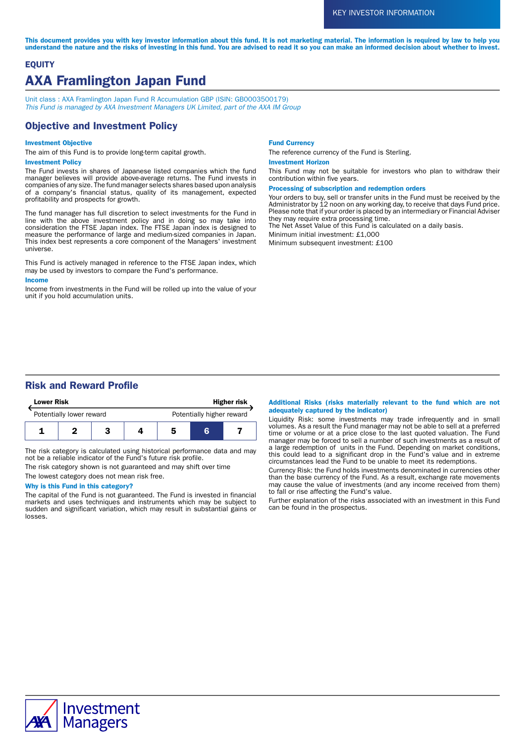KEY INVESTOR INFORMATION

**This document provides you with key investor information about this fund. It is not marketing material. The information is required by law to help you understand the nature and the risks of investing in this fund. You are advised to read it so you can make an informed decision about whether to invest.**

**EQUITY**

# AXA Framlington Japan Fund

Unit class : AXA Framlington Japan Fund R Accumulation GBP (ISIN: GB0003500179)
*This Fund is managed by AXA Investment Managers UK Limited, part of the AXA IM Group*

## Objective and Investment Policy

### Investment Objective

The aim of this Fund is to provide long-term capital growth.

### Investment Policy

The Fund invests in shares of Japanese listed companies which the fund manager believes will provide above-average returns. The Fund invests in companies of any size. The fund manager selects shares based upon analysis of a company's financial status, quality of its management, expected profitability and prospects for growth.

The fund manager has full discretion to select investments for the Fund in line with the above investment policy and in doing so may take into consideration the FTSE Japan index. The FTSE Japan index is designed to measure the performance of large and medium-sized companies in Japan. This index best represents a core component of the Managers' investment universe.

This Fund is actively managed in reference to the FTSE Japan index, which may be used by investors to compare the Fund's performance.

### Income

Income from investments in the Fund will be rolled up into the value of your unit if you hold accumulation units.

### Fund Currency

The reference currency of the Fund is Sterling.

### Investment Horizon

This Fund may not be suitable for investors who plan to withdraw their contribution within five years.

### Processing of subscription and redemption orders

Your orders to buy, sell or transfer units in the Fund must be received by the Administrator by 12 noon on any working day, to receive that days Fund price. Please note that if your order is placed by an intermediary or Financial Adviser they may require extra processing time.
The Net Asset Value of this Fund is calculated on a daily basis.

Minimum initial investment: £1,000

Minimum subsequent investment: £100

## Risk and Reward Profile

**Lower Risk** — **Higher risk**

Potentially lower reward — Potentially higher reward

| 1 | 2 | 3 | 4 | 5 | **6** | 7 |
|---|---|---|---|---|---|---|

The risk category is calculated using historical performance data and may not be a reliable indicator of the Fund's future risk profile.

The risk category shown is not guaranteed and may shift over time

The lowest category does not mean risk free.

### Why is this Fund in this category?

The capital of the Fund is not guaranteed. The Fund is invested in financial markets and uses techniques and instruments which may be subject to sudden and significant variation, which may result in substantial gains or losses.

### Additional Risks (risks materially relevant to the fund which are not adequately captured by the indicator)

Liquidity Risk: some investments may trade infrequently and in small volumes. As a result the Fund manager may not be able to sell at a preferred time or volume or at a price close to the last quoted valuation. The Fund manager may be forced to sell a number of such investments as a result of a large redemption of units in the Fund. Depending on market conditions, this could lead to a significant drop in the Fund's value and in extreme circumstances lead the Fund to be unable to meet its redemptions.

Currency Risk: the Fund holds investments denominated in currencies other than the base currency of the Fund. As a result, exchange rate movements may cause the value of investments (and any income received from them) to fall or rise affecting the Fund's value.

Further explanation of the risks associated with an investment in this Fund can be found in the prospectus.

AXA Investment Managers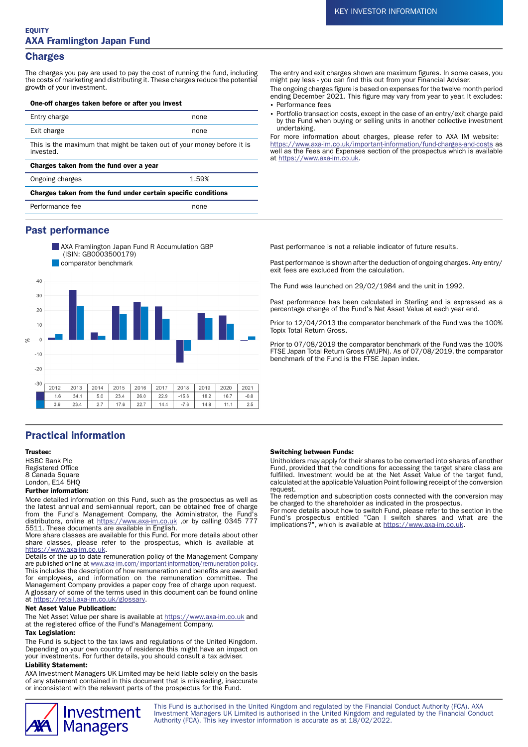## Charges

The charges you pay are used to pay the cost of running the fund, including the costs of marketing and distributing it. These charges reduce the potential growth of your investment.

| One-off charges taken before or after you invest | |
|---|---|
| Entry charge | none |
| Exit charge | none |
| This is the maximum that might be taken out of your money before it is invested. | |
| **Charges taken from the fund over a year** | |
| Ongoing charges | 1.59% |
| **Charges taken from the fund under certain specific conditions** | |
| Performance fee | none |

The entry and exit charges shown are maximum figures. In some cases, you might pay less - you can find this out from your Financial Adviser.

The ongoing charges figure is based on expenses for the twelve month period ending December 2021. This figure may vary from year to year. It excludes:

- Performance fees
- Portfolio transaction costs, except in the case of an entry/exit charge paid by the Fund when buying or selling units in another collective investment undertaking.

For more information about charges, please refer to AXA IM website: https://www.axa-im.co.uk/important-information/fund-charges-and-costs as well as the Fees and Expenses section of the prospectus which is available at https://www.axa-im.co.uk.

## Past performance

AXA Framlington Japan Fund R Accumulation GBP (ISIN: GB0003500179)

comparator benchmark

%

40
30
20
10
0
-10
-20
-30

2012 2013 2014 2015 2016 2017 2018 2019 2020 2021

1.6 34.1 5.0 23.4 26.0 22.9 -15.6 18.2 16.7 -0.8

3.9 23.4 2.7 17.6 22.7 14.4 -7.6 14.8 11.1 2.5

Past performance is not a reliable indicator of future results.

Past performance is shown after the deduction of ongoing charges. Any entry/exit fees are excluded from the calculation.

The Fund was launched on 29/02/1984 and the unit in 1992.

Past performance has been calculated in Sterling and is expressed as a percentage change of the Fund's Net Asset Value at each year end.

Prior to 12/04/2013 the comparator benchmark of the Fund was the 100% Topix Total Return Gross.

Prior to 07/08/2019 the comparator benchmark of the Fund was the 100% FTSE Japan Total Return Gross (WIJPN). As of 07/08/2019, the comparator benchmark of the Fund is the FTSE Japan index.

## Practical information

**Trustee:**

HSBC Bank Plc
Registered Office
8 Canada Square
London, E14 5HQ

**Further information:**

More detailed information on this Fund, such as the prospectus as well as the latest annual and semi-annual report, can be obtained free of charge from the Fund's Management Company, the Administrator, the Fund's distributors, online at https://www.axa-im.co.uk ,or by calling 0345 777 5511. These documents are available in English.

More share classes are available for this Fund. For more details about other share classes, please refer to the prospectus, which is available at https://www.axa-im.co.uk.

Details of the up to date remuneration policy of the Management Company are published online at www.axa-im.com/important-information/remuneration-policy. This includes the description of how remuneration and benefits are awarded for employees, and information on the remuneration committee. The Management Company provides a paper copy free of charge upon request.

A glossary of some of the terms used in this document can be found online at https://retail.axa-im.co.uk/glossary.

**Net Asset Value Publication:**

The Net Asset Value per share is available at https://www.axa-im.co.uk and at the registered office of the Fund's Management Company.

**Tax Legislation:**

The Fund is subject to the tax laws and regulations of the United Kingdom. Depending on your own country of residence this might have an impact on your investments. For further details, you should consult a tax adviser.

**Liability Statement:**

AXA Investment Managers UK Limited may be held liable solely on the basis of any statement contained in this document that is misleading, inaccurate or inconsistent with the relevant parts of the prospectus for the Fund.

**Switching between Funds:**

Unitholders may apply for their shares to be converted into shares of another Fund, provided that the conditions for accessing the target share class are fulfilled. Investment would be at the Net Asset Value of the target fund, calculated at the applicable Valuation Point following receipt of the conversion request.

The redemption and subscription costs connected with the conversion may be charged to the shareholder as indicated in the prospectus.

For more details about how to switch Fund, please refer to the section in the Fund's prospectus entitled "Can I switch shares and what are the implications?", which is available at https://www.axa-im.co.uk.

This Fund is authorised in the United Kingdom and regulated by the Financial Conduct Authority (FCA). AXA Investment Managers UK Limited is authorised in the United Kingdom and regulated by the Financial Conduct Authority (FCA). This key investor information is accurate as at 18/02/2022.